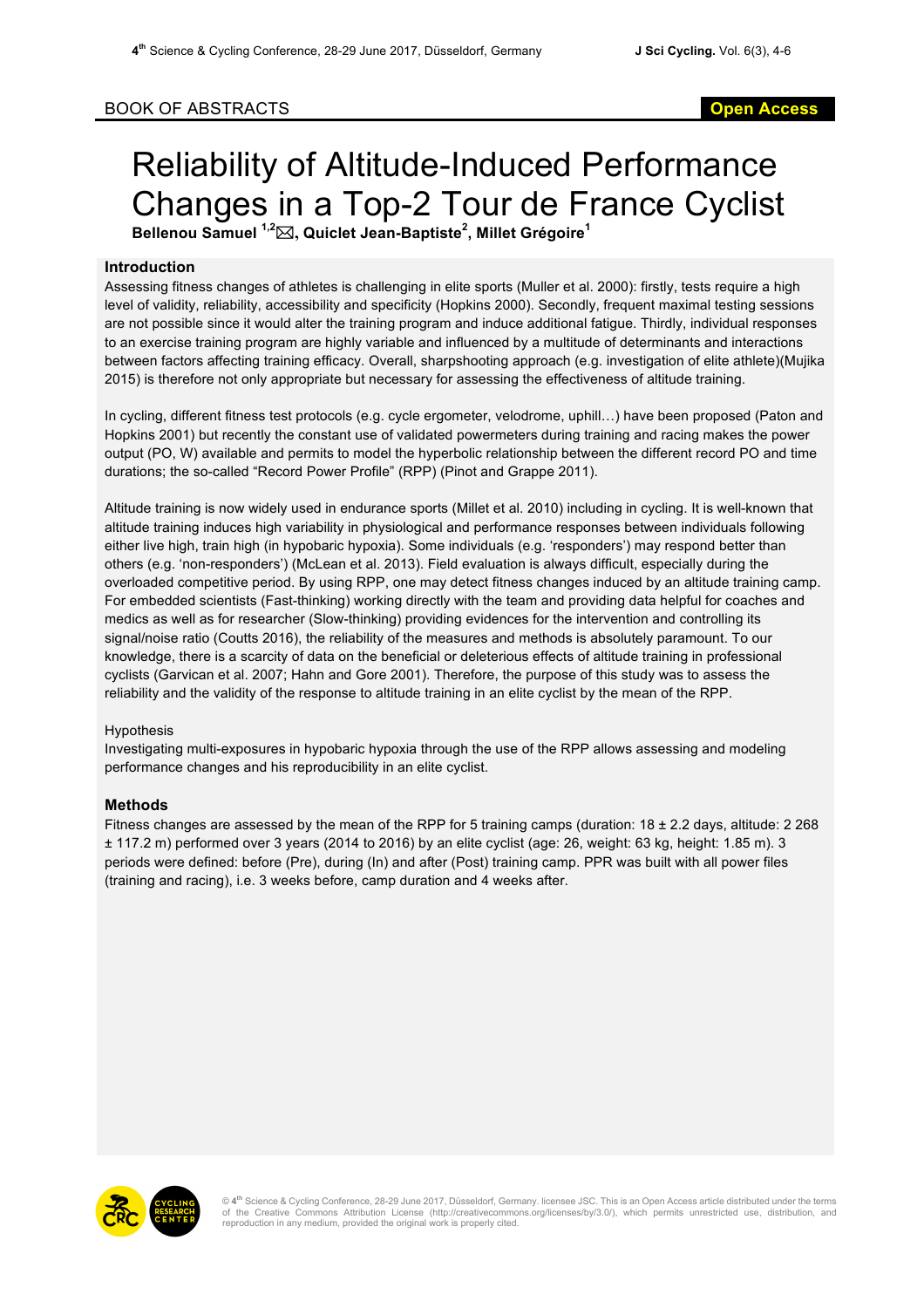BOOK OF ABSTRACTS

# Reliability of Altitude-Induced Performance Changes in a Top-2 Tour de France Cyclist

**Bellenou Samuel [1,2]✉, Quiclet Jean-Baptiste[2], Millet Grégoire[1]**

## Introduction

Assessing fitness changes of athletes is challenging in elite sports (Muller et al. 2000): firstly, tests require a high level of validity, reliability, accessibility and specificity (Hopkins 2000). Secondly, frequent maximal testing sessions are not possible since it would alter the training program and induce additional fatigue. Thirdly, individual responses to an exercise training program are highly variable and influenced by a multitude of determinants and interactions between factors affecting training efficacy. Overall, sharpshooting approach (e.g. investigation of elite athlete)(Mujika 2015) is therefore not only appropriate but necessary for assessing the effectiveness of altitude training.

In cycling, different fitness test protocols (e.g. cycle ergometer, velodrome, uphill…) have been proposed (Paton and Hopkins 2001) but recently the constant use of validated powermeters during training and racing makes the power output (PO, W) available and permits to model the hyperbolic relationship between the different record PO and time durations; the so-called "Record Power Profile" (RPP) (Pinot and Grappe 2011).

Altitude training is now widely used in endurance sports (Millet et al. 2010) including in cycling. It is well-known that altitude training induces high variability in physiological and performance responses between individuals following either live high, train high (in hypobaric hypoxia). Some individuals (e.g. 'responders') may respond better than others (e.g. 'non-responders') (McLean et al. 2013). Field evaluation is always difficult, especially during the overloaded competitive period. By using RPP, one may detect fitness changes induced by an altitude training camp. For embedded scientists (Fast-thinking) working directly with the team and providing data helpful for coaches and medics as well as for researcher (Slow-thinking) providing evidences for the intervention and controlling its signal/noise ratio (Coutts 2016), the reliability of the measures and methods is absolutely paramount. To our knowledge, there is a scarcity of data on the beneficial or deleterious effects of altitude training in professional cyclists (Garvican et al. 2007; Hahn and Gore 2001). Therefore, the purpose of this study was to assess the reliability and the validity of the response to altitude training in an elite cyclist by the mean of the RPP.

### Hypothesis

Investigating multi-exposures in hypobaric hypoxia through the use of the RPP allows assessing and modeling performance changes and his reproducibility in an elite cyclist.

## Methods

Fitness changes are assessed by the mean of the RPP for 5 training camps (duration: 18 ± 2.2 days, altitude: 2 268 ± 117.2 m) performed over 3 years (2014 to 2016) by an elite cyclist (age: 26, weight: 63 kg, height: 1.85 m). 3 periods were defined: before (Pre), during (In) and after (Post) training camp. PPR was built with all power files (training and racing), i.e. 3 weeks before, camp duration and 4 weeks after.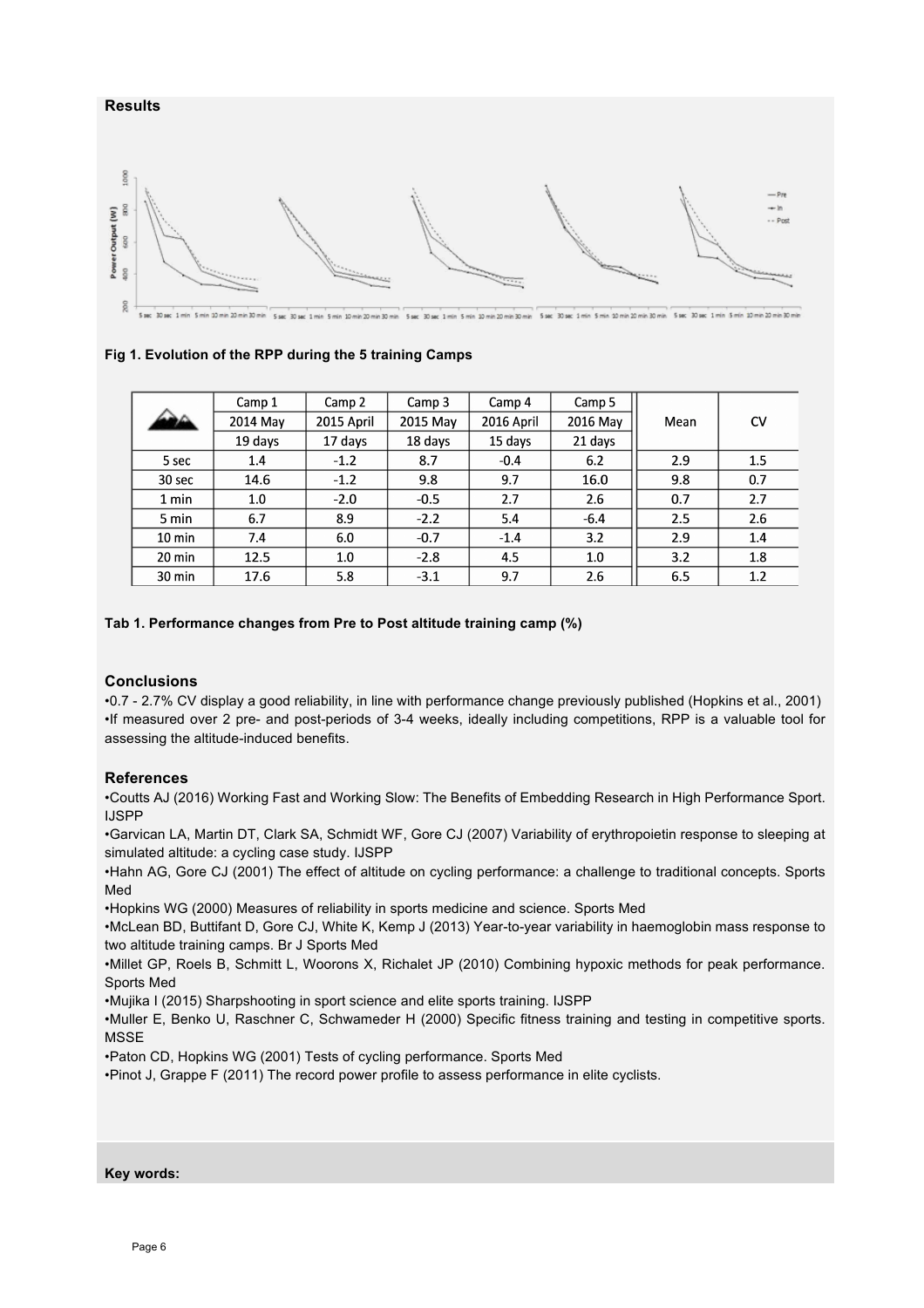### Results

Fig 1. Evolution of the RPP during the 5 training Camps

| | Camp 1 | Camp 2 | Camp 3 | Camp 4 | Camp 5 | Mean | CV |
|---|---|---|---|---|---|---|---|
| | 2014 May | 2015 April | 2015 May | 2016 April | 2016 May | | |
| | 19 days | 17 days | 18 days | 15 days | 21 days | | |
| 5 sec | 1.4 | -1.2 | 8.7 | -0.4 | 6.2 | 2.9 | 1.5 |
| 30 sec | 14.6 | -1.2 | 9.8 | 9.7 | 16.0 | 9.8 | 0.7 |
| 1 min | 1.0 | -2.0 | -0.5 | 2.7 | 2.6 | 0.7 | 2.7 |
| 5 min | 6.7 | 8.9 | -2.2 | 5.4 | -6.4 | 2.5 | 2.6 |
| 10 min | 7.4 | 6.0 | -0.7 | -1.4 | 3.2 | 2.9 | 1.4 |
| 20 min | 12.5 | 1.0 | -2.8 | 4.5 | 1.0 | 3.2 | 1.8 |
| 30 min | 17.6 | 5.8 | -3.1 | 9.7 | 2.6 | 6.5 | 1.2 |

**Tab 1. Performance changes from Pre to Post altitude training camp (%)**

### Conclusions

- 0.7 - 2.7% CV display a good reliability, in line with performance change previously published (Hopkins et al., 2001)
- If measured over 2 pre- and post-periods of 3-4 weeks, ideally including competitions, RPP is a valuable tool for assessing the altitude-induced benefits.

### References

- Coutts AJ (2016) Working Fast and Working Slow: The Benefits of Embedding Research in High Performance Sport. IJSPP
- Garvican LA, Martin DT, Clark SA, Schmidt WF, Gore CJ (2007) Variability of erythropoietin response to sleeping at simulated altitude: a cycling case study. IJSPP
- Hahn AG, Gore CJ (2001) The effect of altitude on cycling performance: a challenge to traditional concepts. Sports Med
- Hopkins WG (2000) Measures of reliability in sports medicine and science. Sports Med
- McLean BD, Buttifant D, Gore CJ, White K, Kemp J (2013) Year-to-year variability in haemoglobin mass response to two altitude training camps. Br J Sports Med
- Millet GP, Roels B, Schmitt L, Woorons X, Richalet JP (2010) Combining hypoxic methods for peak performance. Sports Med
- Mujika I (2015) Sharpshooting in sport science and elite sports training. IJSPP
- Muller E, Benko U, Raschner C, Schwameder H (2000) Specific fitness training and testing in competitive sports. MSSE
- Paton CD, Hopkins WG (2001) Tests of cycling performance. Sports Med
- Pinot J, Grappe F (2011) The record power profile to assess performance in elite cyclists.

**Key words:**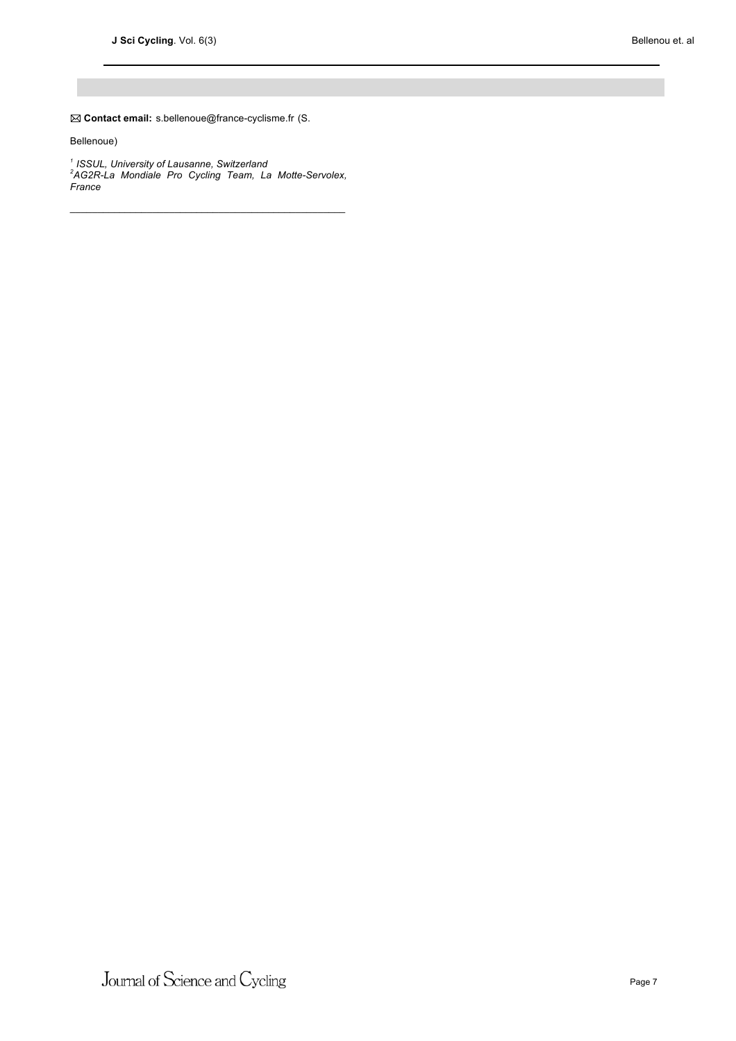✉ **Contact email:** s.bellenoue@france-cyclisme.fr (S.

Bellenoue)

[1] *ISSUL, University of Lausanne, Switzerland*
[2] *AG2R-La Mondiale Pro Cycling Team, La Motte-Servolex, France*